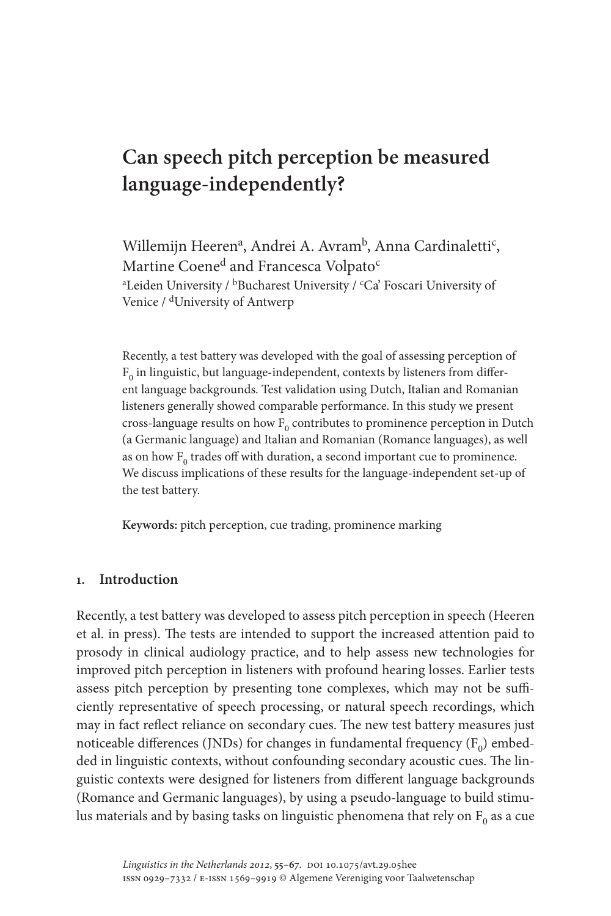# Can speech pitch perception be measured language-independently?

Willemijn Heeren[a], Andrei A. Avram[b], Anna Cardinaletti[c], Martine Coene[d] and Francesca Volpato[c]

[a]Leiden University / [b]Bucharest University / [c]Ca' Foscari University of Venice / [d]University of Antwerp

Recently, a test battery was developed with the goal of assessing perception of $F_0$ in linguistic, but language-independent, contexts by listeners from different language backgrounds. Test validation using Dutch, Italian and Romanian listeners generally showed comparable performance. In this study we present cross-language results on how $F_0$ contributes to prominence perception in Dutch (a Germanic language) and Italian and Romanian (Romance languages), as well as on how $F_0$ trades off with duration, a second important cue to prominence. We discuss implications of these results for the language-independent set-up of the test battery.

**Keywords:** pitch perception, cue trading, prominence marking

## 1. Introduction

Recently, a test battery was developed to assess pitch perception in speech (Heeren et al. in press). The tests are intended to support the increased attention paid to prosody in clinical audiology practice, and to help assess new technologies for improved pitch perception in listeners with profound hearing losses. Earlier tests assess pitch perception by presenting tone complexes, which may not be sufficiently representative of speech processing, or natural speech recordings, which may in fact reflect reliance on secondary cues. The new test battery measures just noticeable differences (JNDs) for changes in fundamental frequency ($F_0$) embedded in linguistic contexts, without confounding secondary acoustic cues. The linguistic contexts were designed for listeners from different language backgrounds (Romance and Germanic languages), by using a pseudo-language to build stimulus materials and by basing tasks on linguistic phenomena that rely on $F_0$ as a cue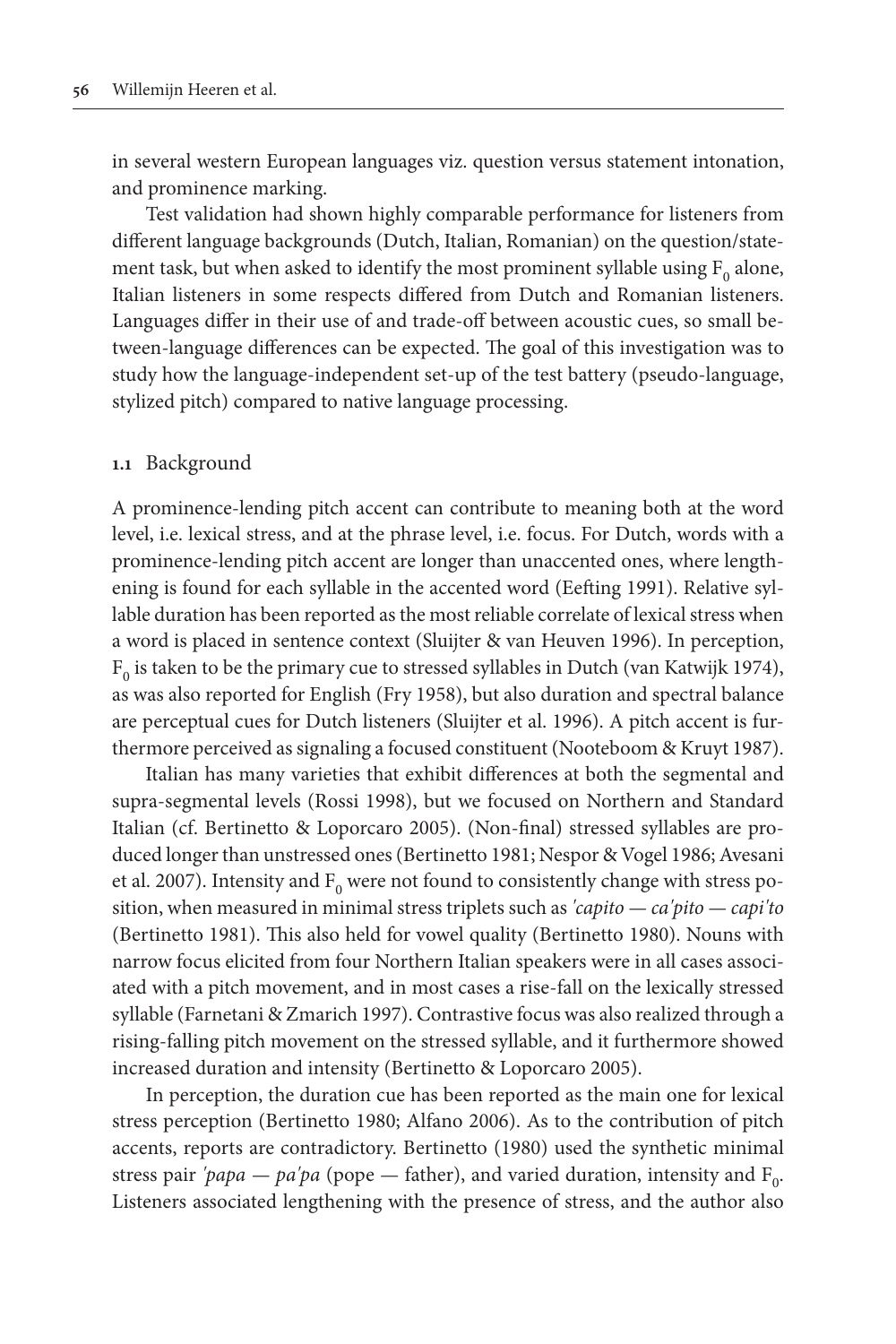in several western European languages viz. question versus statement intonation, and prominence marking.

Test validation had shown highly comparable performance for listeners from different language backgrounds (Dutch, Italian, Romanian) on the question/statement task, but when asked to identify the most prominent syllable using $F_0$ alone, Italian listeners in some respects differed from Dutch and Romanian listeners. Languages differ in their use of and trade-off between acoustic cues, so small between-language differences can be expected. The goal of this investigation was to study how the language-independent set-up of the test battery (pseudo-language, stylized pitch) compared to native language processing.

### 1.1 Background

A prominence-lending pitch accent can contribute to meaning both at the word level, i.e. lexical stress, and at the phrase level, i.e. focus. For Dutch, words with a prominence-lending pitch accent are longer than unaccented ones, where lengthening is found for each syllable in the accented word (Eefting 1991). Relative syllable duration has been reported as the most reliable correlate of lexical stress when a word is placed in sentence context (Sluijter & van Heuven 1996). In perception, $F_0$ is taken to be the primary cue to stressed syllables in Dutch (van Katwijk 1974), as was also reported for English (Fry 1958), but also duration and spectral balance are perceptual cues for Dutch listeners (Sluijter et al. 1996). A pitch accent is furthermore perceived as signaling a focused constituent (Nooteboom & Kruyt 1987).

Italian has many varieties that exhibit differences at both the segmental and supra-segmental levels (Rossi 1998), but we focused on Northern and Standard Italian (cf. Bertinetto & Loporcaro 2005). (Non-final) stressed syllables are produced longer than unstressed ones (Bertinetto 1981; Nespor & Vogel 1986; Avesani et al. 2007). Intensity and $F_0$ were not found to consistently change with stress position, when measured in minimal stress triplets such as *'capito — ca'pito — capi'to* (Bertinetto 1981). This also held for vowel quality (Bertinetto 1980). Nouns with narrow focus elicited from four Northern Italian speakers were in all cases associated with a pitch movement, and in most cases a rise-fall on the lexically stressed syllable (Farnetani & Zmarich 1997). Contrastive focus was also realized through a rising-falling pitch movement on the stressed syllable, and it furthermore showed increased duration and intensity (Bertinetto & Loporcaro 2005).

In perception, the duration cue has been reported as the main one for lexical stress perception (Bertinetto 1980; Alfano 2006). As to the contribution of pitch accents, reports are contradictory. Bertinetto (1980) used the synthetic minimal stress pair *'papa — pa'pa* (pope — father), and varied duration, intensity and $F_0$. Listeners associated lengthening with the presence of stress, and the author also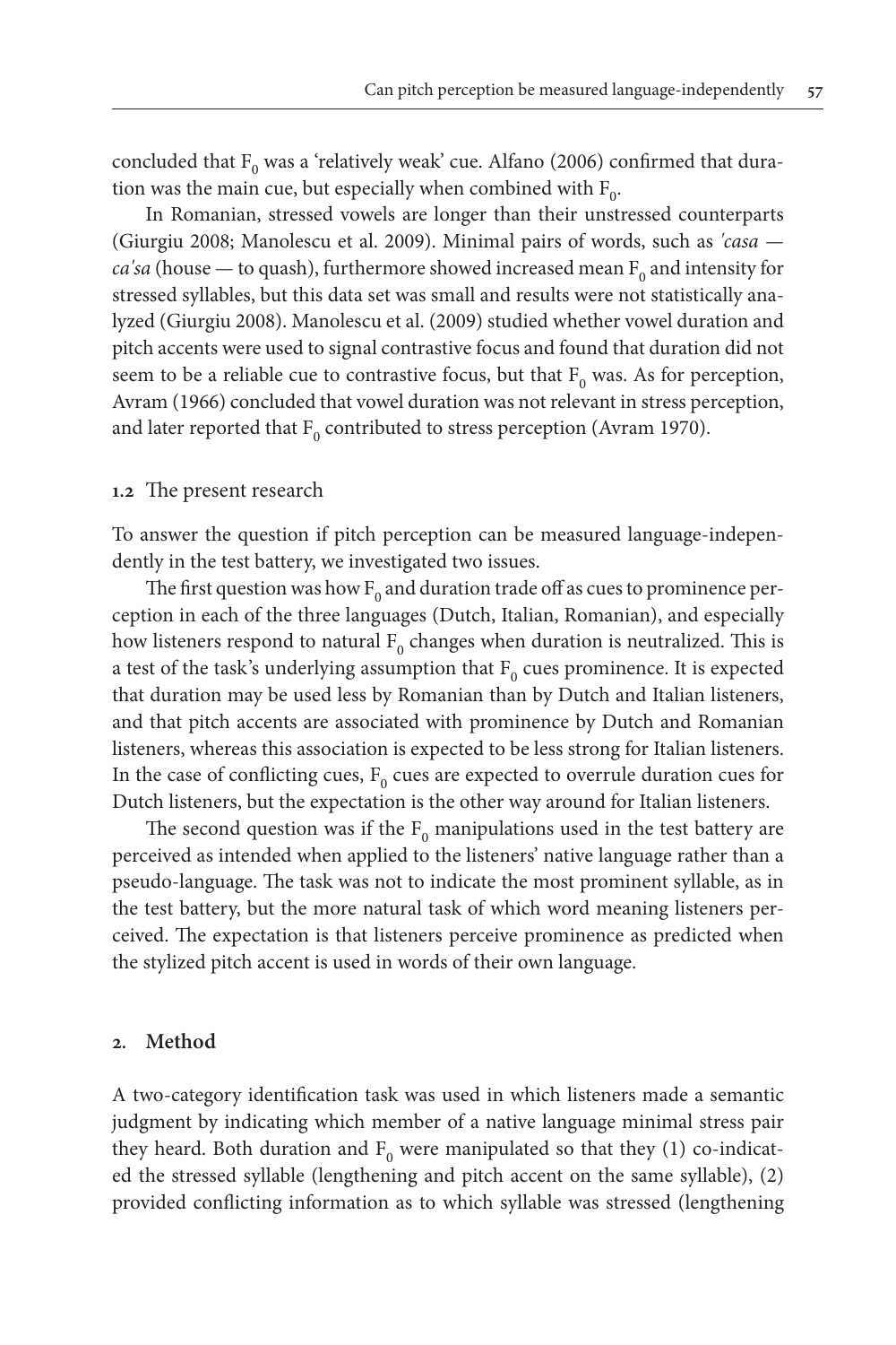concluded that $F_0$ was a 'relatively weak' cue. Alfano (2006) confirmed that duration was the main cue, but especially when combined with $F_0$.

In Romanian, stressed vowels are longer than their unstressed counterparts (Giurgiu 2008; Manolescu et al. 2009). Minimal pairs of words, such as *'casa — ca'sa* (house — to quash), furthermore showed increased mean $F_0$ and intensity for stressed syllables, but this data set was small and results were not statistically analyzed (Giurgiu 2008). Manolescu et al. (2009) studied whether vowel duration and pitch accents were used to signal contrastive focus and found that duration did not seem to be a reliable cue to contrastive focus, but that $F_0$ was. As for perception, Avram (1966) concluded that vowel duration was not relevant in stress perception, and later reported that $F_0$ contributed to stress perception (Avram 1970).

### 1.2 The present research

To answer the question if pitch perception can be measured language-independently in the test battery, we investigated two issues.

The first question was how $F_0$ and duration trade off as cues to prominence perception in each of the three languages (Dutch, Italian, Romanian), and especially how listeners respond to natural $F_0$ changes when duration is neutralized. This is a test of the task's underlying assumption that $F_0$ cues prominence. It is expected that duration may be used less by Romanian than by Dutch and Italian listeners, and that pitch accents are associated with prominence by Dutch and Romanian listeners, whereas this association is expected to be less strong for Italian listeners. In the case of conflicting cues, $F_0$ cues are expected to overrule duration cues for Dutch listeners, but the expectation is the other way around for Italian listeners.

The second question was if the $F_0$ manipulations used in the test battery are perceived as intended when applied to the listeners' native language rather than a pseudo-language. The task was not to indicate the most prominent syllable, as in the test battery, but the more natural task of which word meaning listeners perceived. The expectation is that listeners perceive prominence as predicted when the stylized pitch accent is used in words of their own language.

## 2. Method

A two-category identification task was used in which listeners made a semantic judgment by indicating which member of a native language minimal stress pair they heard. Both duration and $F_0$ were manipulated so that they (1) co-indicated the stressed syllable (lengthening and pitch accent on the same syllable), (2) provided conflicting information as to which syllable was stressed (lengthening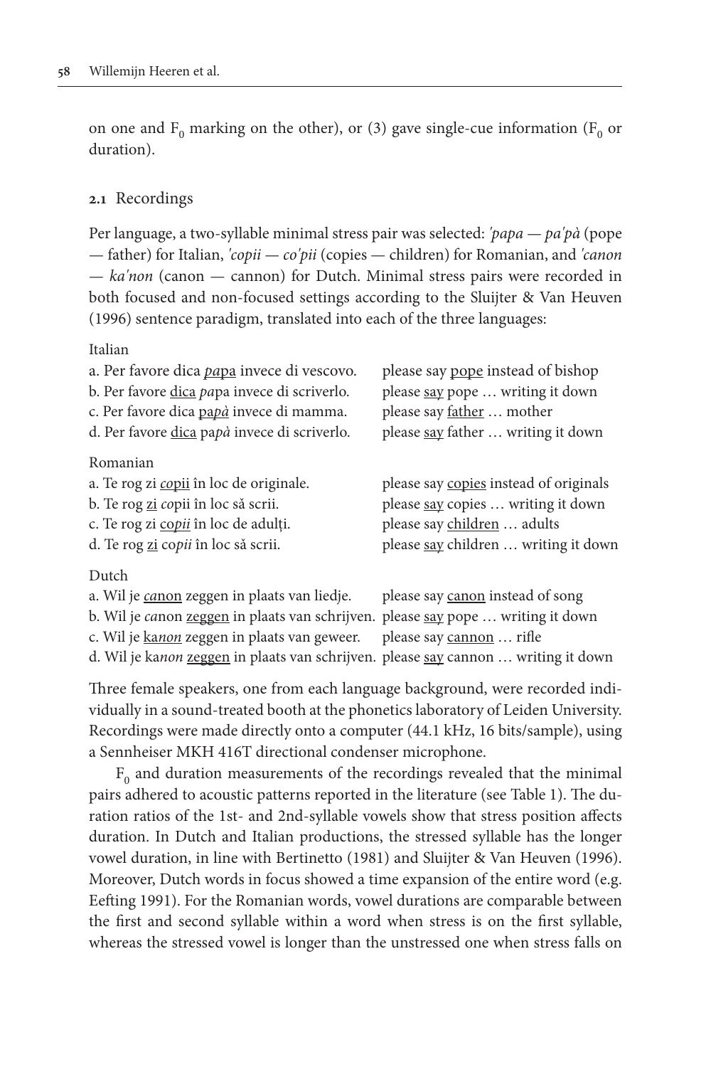on one and $F_0$ marking on the other), or (3) gave single-cue information ($F_0$ or duration).

### 2.1 Recordings

Per language, a two-syllable minimal stress pair was selected: *'papa — pa'pà* (pope — father) for Italian, *'copii — co'pii* (copies — children) for Romanian, and *'canon — ka'non* (canon — cannon) for Dutch. Minimal stress pairs were recorded in both focused and non-focused settings according to the Sluijter & Van Heuven (1996) sentence paradigm, translated into each of the three languages:

Italian

| | |
|---|---|
| a. Per favore dica <u>*pa*pa</u> invece di vescovo. | please say <u>pope</u> instead of bishop |
| b. Per favore <u>dica</u> *pa*pa invece di scriverlo. | please <u>say</u> pope … writing it down |
| c. Per favore dica <u>pa*pà*</u> invece di mamma. | please say <u>father</u> … mother |
| d. Per favore <u>dica</u> pa*pà* invece di scriverlo. | please <u>say</u> father … writing it down |

Romanian

| | |
|---|---|
| a. Te rog zi <u>*co*pii</u> în loc de originale. | please say <u>copies</u> instead of originals |
| b. Te rog <u>zi</u> *co*pii în loc să scrii. | please <u>say</u> copies … writing it down |
| c. Te rog zi <u>co*pii*</u> în loc de adulți. | please say <u>children</u> … adults |
| d. Te rog <u>zi</u> co*pii* în loc să scrii. | please <u>say</u> children … writing it down |

Dutch

| | |
|---|---|
| a. Wil je <u>*ca*non</u> zeggen in plaats van liedje. | please say <u>canon</u> instead of song |
| b. Wil je *ca*non <u>zeggen</u> in plaats van schrijven. | please <u>say</u> pope … writing it down |
| c. Wil je <u>ka*non*</u> zeggen in plaats van geweer. | please say <u>cannon</u> … rifle |
| d. Wil je ka*non* <u>zeggen</u> in plaats van schrijven. | please <u>say</u> cannon … writing it down |

Three female speakers, one from each language background, were recorded individually in a sound-treated booth at the phonetics laboratory of Leiden University. Recordings were made directly onto a computer (44.1 kHz, 16 bits/sample), using a Sennheiser MKH 416T directional condenser microphone.

$F_0$ and duration measurements of the recordings revealed that the minimal pairs adhered to acoustic patterns reported in the literature (see Table 1). The duration ratios of the 1st- and 2nd-syllable vowels show that stress position affects duration. In Dutch and Italian productions, the stressed syllable has the longer vowel duration, in line with Bertinetto (1981) and Sluijter & Van Heuven (1996). Moreover, Dutch words in focus showed a time expansion of the entire word (e.g. Eefting 1991). For the Romanian words, vowel durations are comparable between the first and second syllable within a word when stress is on the first syllable, whereas the stressed vowel is longer than the unstressed one when stress falls on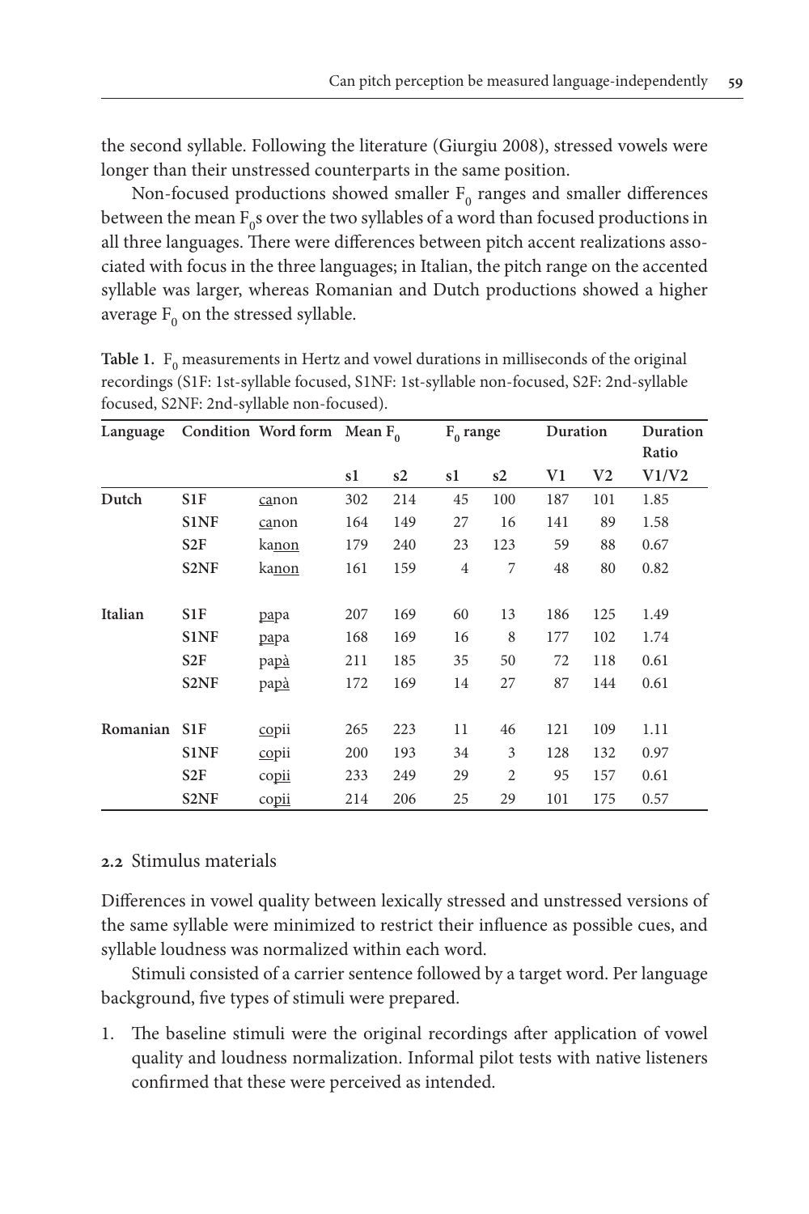the second syllable. Following the literature (Giurgiu 2008), stressed vowels were longer than their unstressed counterparts in the same position.

Non-focused productions showed smaller $F_0$ ranges and smaller differences between the mean $F_0$s over the two syllables of a word than focused productions in all three languages. There were differences between pitch accent realizations associated with focus in the three languages; in Italian, the pitch range on the accented syllable was larger, whereas Romanian and Dutch productions showed a higher average $F_0$ on the stressed syllable.

**Table 1.** $F_0$ measurements in Hertz and vowel durations in milliseconds of the original recordings (S1F: 1st-syllable focused, S1NF: 1st-syllable non-focused, S2F: 2nd-syllable focused, S2NF: 2nd-syllable non-focused).

| Language | Condition | Word form | Mean $F_0$ | | $F_0$ range | | Duration | | Duration Ratio |
|---|---|---|---|---|---|---|---|---|---|
| | | | s1 | s2 | s1 | s2 | V1 | V2 | V1/V2 |
| **Dutch** | **S1F** | <u>ca</u>non | 302 | 214 | 45 | 100 | 187 | 101 | 1.85 |
| | **S1NF** | <u>ca</u>non | 164 | 149 | 27 | 16 | 141 | 89 | 1.58 |
| | **S2F** | ka<u>non</u> | 179 | 240 | 23 | 123 | 59 | 88 | 0.67 |
| | **S2NF** | ka<u>non</u> | 161 | 159 | 4 | 7 | 48 | 80 | 0.82 |
| **Italian** | **S1F** | <u>pa</u>pa | 207 | 169 | 60 | 13 | 186 | 125 | 1.49 |
| | **S1NF** | <u>pa</u>pa | 168 | 169 | 16 | 8 | 177 | 102 | 1.74 |
| | **S2F** | pa<u>pà</u> | 211 | 185 | 35 | 50 | 72 | 118 | 0.61 |
| | **S2NF** | pa<u>pà</u> | 172 | 169 | 14 | 27 | 87 | 144 | 0.61 |
| **Romanian** | **S1F** | <u>co</u>pii | 265 | 223 | 11 | 46 | 121 | 109 | 1.11 |
| | **S1NF** | <u>co</u>pii | 200 | 193 | 34 | 3 | 128 | 132 | 0.97 |
| | **S2F** | co<u>pii</u> | 233 | 249 | 29 | 2 | 95 | 157 | 0.61 |
| | **S2NF** | co<u>pii</u> | 214 | 206 | 25 | 29 | 101 | 175 | 0.57 |

### 2.2 Stimulus materials

Differences in vowel quality between lexically stressed and unstressed versions of the same syllable were minimized to restrict their influence as possible cues, and syllable loudness was normalized within each word.

Stimuli consisted of a carrier sentence followed by a target word. Per language background, five types of stimuli were prepared.

1. The baseline stimuli were the original recordings after application of vowel quality and loudness normalization. Informal pilot tests with native listeners confirmed that these were perceived as intended.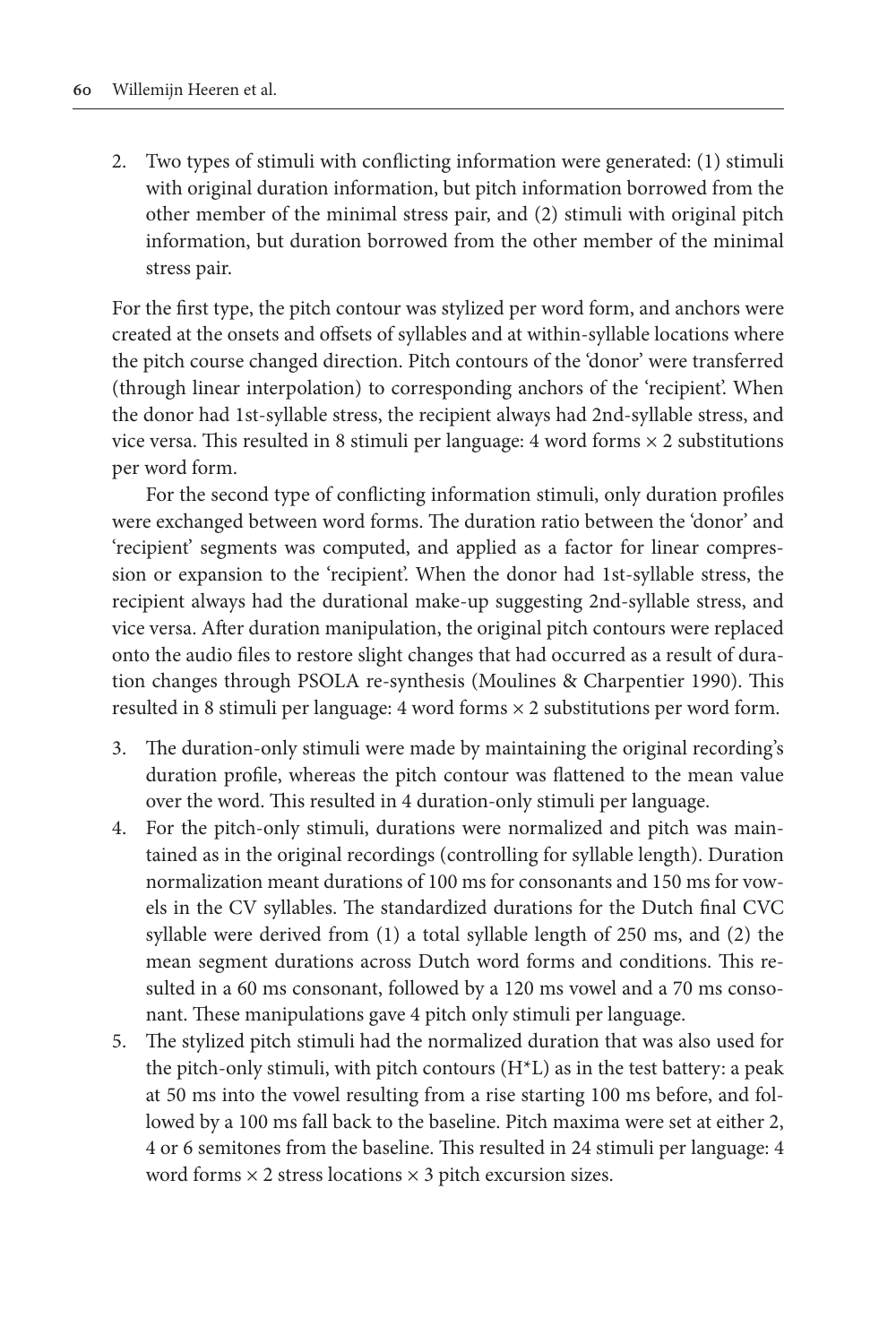2. Two types of stimuli with conflicting information were generated: (1) stimuli with original duration information, but pitch information borrowed from the other member of the minimal stress pair, and (2) stimuli with original pitch information, but duration borrowed from the other member of the minimal stress pair.

For the first type, the pitch contour was stylized per word form, and anchors were created at the onsets and offsets of syllables and at within-syllable locations where the pitch course changed direction. Pitch contours of the 'donor' were transferred (through linear interpolation) to corresponding anchors of the 'recipient'. When the donor had 1st-syllable stress, the recipient always had 2nd-syllable stress, and vice versa. This resulted in 8 stimuli per language: 4 word forms × 2 substitutions per word form.

For the second type of conflicting information stimuli, only duration profiles were exchanged between word forms. The duration ratio between the 'donor' and 'recipient' segments was computed, and applied as a factor for linear compression or expansion to the 'recipient'. When the donor had 1st-syllable stress, the recipient always had the durational make-up suggesting 2nd-syllable stress, and vice versa. After duration manipulation, the original pitch contours were replaced onto the audio files to restore slight changes that had occurred as a result of duration changes through PSOLA re-synthesis (Moulines & Charpentier 1990). This resulted in 8 stimuli per language: 4 word forms × 2 substitutions per word form.

3. The duration-only stimuli were made by maintaining the original recording's duration profile, whereas the pitch contour was flattened to the mean value over the word. This resulted in 4 duration-only stimuli per language.
4. For the pitch-only stimuli, durations were normalized and pitch was maintained as in the original recordings (controlling for syllable length). Duration normalization meant durations of 100 ms for consonants and 150 ms for vowels in the CV syllables. The standardized durations for the Dutch final CVC syllable were derived from (1) a total syllable length of 250 ms, and (2) the mean segment durations across Dutch word forms and conditions. This resulted in a 60 ms consonant, followed by a 120 ms vowel and a 70 ms consonant. These manipulations gave 4 pitch only stimuli per language.
5. The stylized pitch stimuli had the normalized duration that was also used for the pitch-only stimuli, with pitch contours (H*L) as in the test battery: a peak at 50 ms into the vowel resulting from a rise starting 100 ms before, and followed by a 100 ms fall back to the baseline. Pitch maxima were set at either 2, 4 or 6 semitones from the baseline. This resulted in 24 stimuli per language: 4 word forms × 2 stress locations × 3 pitch excursion sizes.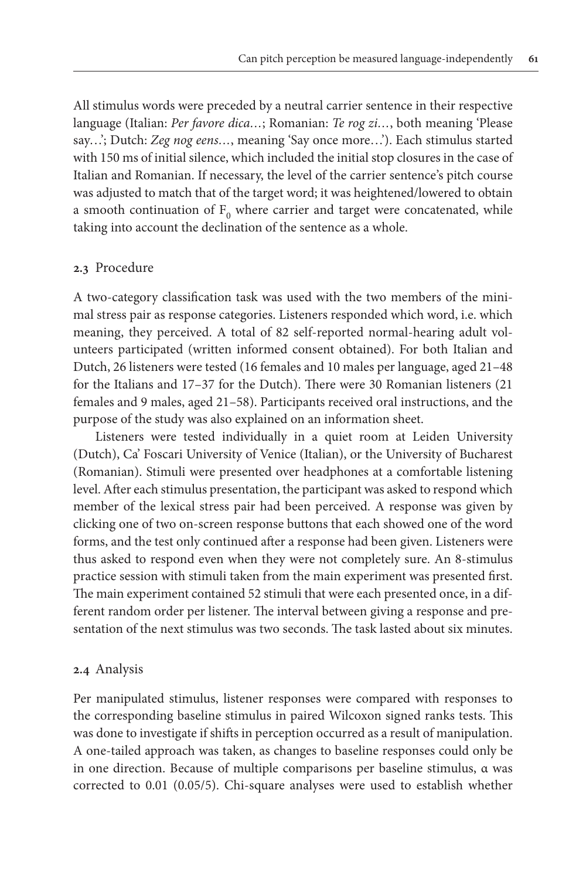All stimulus words were preceded by a neutral carrier sentence in their respective language (Italian: *Per favore dica…*; Romanian: *Te rog zi…*, both meaning 'Please say…'; Dutch: *Zeg nog eens…*, meaning 'Say once more…'). Each stimulus started with 150 ms of initial silence, which included the initial stop closures in the case of Italian and Romanian. If necessary, the level of the carrier sentence's pitch course was adjusted to match that of the target word; it was heightened/lowered to obtain a smooth continuation of $F_0$ where carrier and target were concatenated, while taking into account the declination of the sentence as a whole.

## 2.3 Procedure

A two-category classification task was used with the two members of the minimal stress pair as response categories. Listeners responded which word, i.e. which meaning, they perceived. A total of 82 self-reported normal-hearing adult volunteers participated (written informed consent obtained). For both Italian and Dutch, 26 listeners were tested (16 females and 10 males per language, aged 21–48 for the Italians and 17–37 for the Dutch). There were 30 Romanian listeners (21 females and 9 males, aged 21–58). Participants received oral instructions, and the purpose of the study was also explained on an information sheet.

Listeners were tested individually in a quiet room at Leiden University (Dutch), Ca' Foscari University of Venice (Italian), or the University of Bucharest (Romanian). Stimuli were presented over headphones at a comfortable listening level. After each stimulus presentation, the participant was asked to respond which member of the lexical stress pair had been perceived. A response was given by clicking one of two on-screen response buttons that each showed one of the word forms, and the test only continued after a response had been given. Listeners were thus asked to respond even when they were not completely sure. An 8-stimulus practice session with stimuli taken from the main experiment was presented first. The main experiment contained 52 stimuli that were each presented once, in a different random order per listener. The interval between giving a response and presentation of the next stimulus was two seconds. The task lasted about six minutes.

## 2.4 Analysis

Per manipulated stimulus, listener responses were compared with responses to the corresponding baseline stimulus in paired Wilcoxon signed ranks tests. This was done to investigate if shifts in perception occurred as a result of manipulation. A one-tailed approach was taken, as changes to baseline responses could only be in one direction. Because of multiple comparisons per baseline stimulus, $\alpha$ was corrected to 0.01 (0.05/5). Chi-square analyses were used to establish whether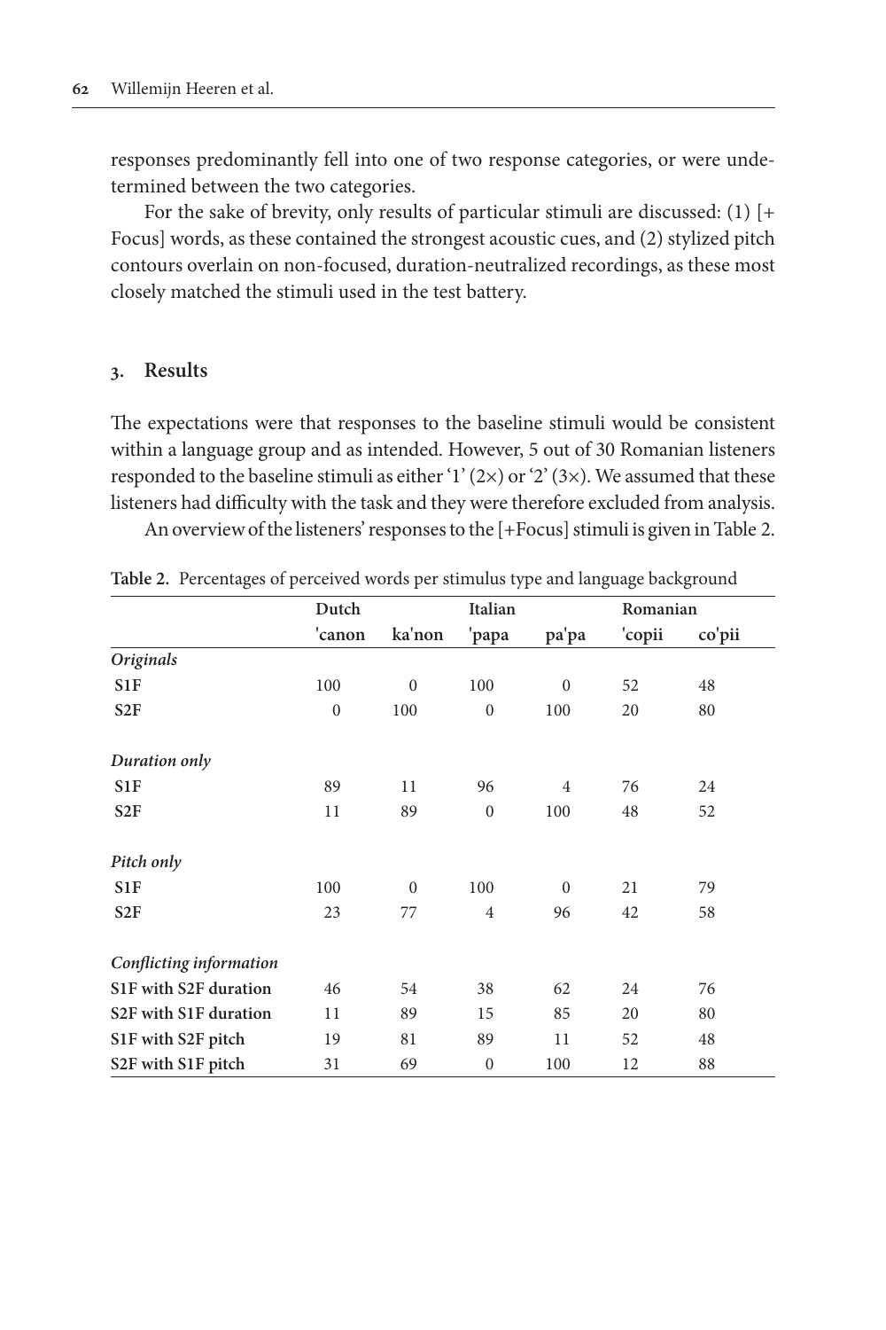responses predominantly fell into one of two response categories, or were undetermined between the two categories.

For the sake of brevity, only results of particular stimuli are discussed: (1) [+ Focus] words, as these contained the strongest acoustic cues, and (2) stylized pitch contours overlain on non-focused, duration-neutralized recordings, as these most closely matched the stimuli used in the test battery.

## 3. Results

The expectations were that responses to the baseline stimuli would be consistent within a language group and as intended. However, 5 out of 30 Romanian listeners responded to the baseline stimuli as either '1' (2×) or '2' (3×). We assumed that these listeners had difficulty with the task and they were therefore excluded from analysis.

An overview of the listeners' responses to the [+Focus] stimuli is given in Table 2.

**Table 2.** Percentages of perceived words per stimulus type and language background

| | Dutch | | Italian | | Romanian | |
|---|---|---|---|---|---|---|
| | 'canon | ka'non | 'papa | pa'pa | 'copii | co'pii |
| *Originals* | | | | | | |
| **S1F** | 100 | 0 | 100 | 0 | 52 | 48 |
| **S2F** | 0 | 100 | 0 | 100 | 20 | 80 |
| *Duration only* | | | | | | |
| **S1F** | 89 | 11 | 96 | 4 | 76 | 24 |
| **S2F** | 11 | 89 | 0 | 100 | 48 | 52 |
| *Pitch only* | | | | | | |
| **S1F** | 100 | 0 | 100 | 0 | 21 | 79 |
| **S2F** | 23 | 77 | 4 | 96 | 42 | 58 |
| *Conflicting information* | | | | | | |
| **S1F with S2F duration** | 46 | 54 | 38 | 62 | 24 | 76 |
| **S2F with S1F duration** | 11 | 89 | 15 | 85 | 20 | 80 |
| **S1F with S2F pitch** | 19 | 81 | 89 | 11 | 52 | 48 |
| **S2F with S1F pitch** | 31 | 69 | 0 | 100 | 12 | 88 |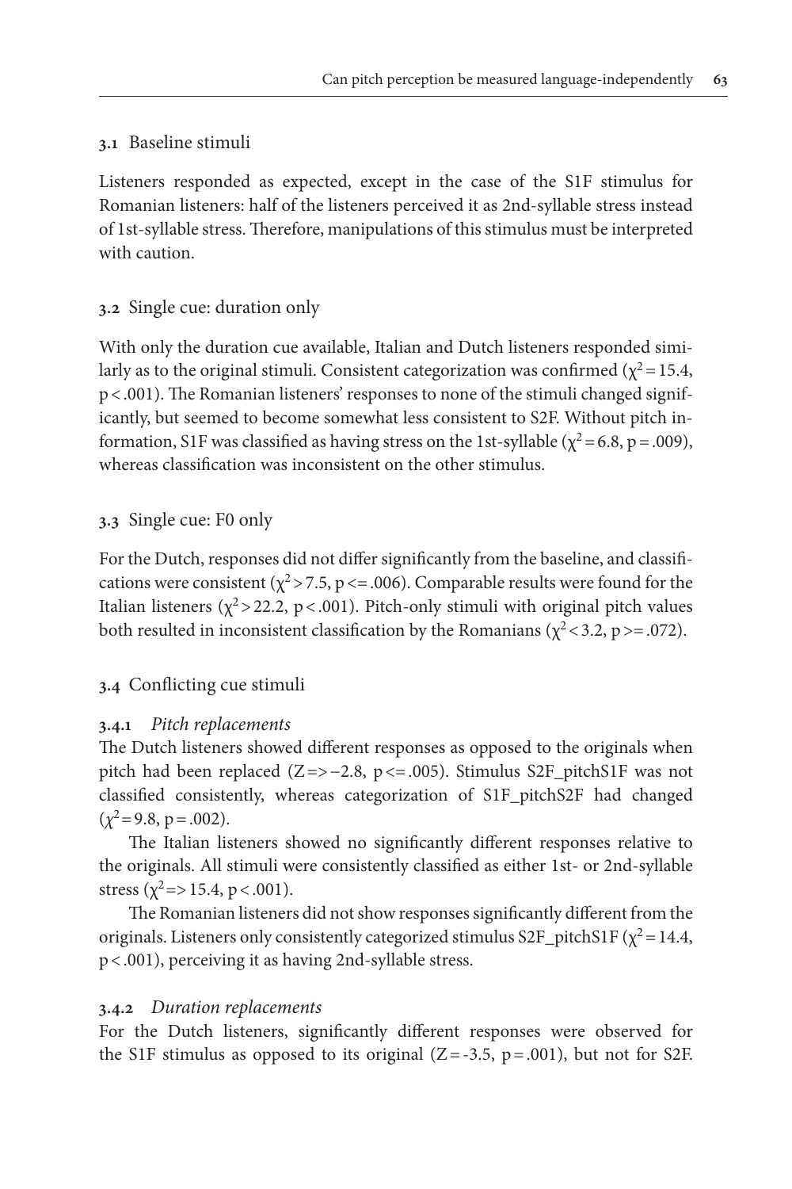### 3.1 Baseline stimuli

Listeners responded as expected, except in the case of the S1F stimulus for Romanian listeners: half of the listeners perceived it as 2nd-syllable stress instead of 1st-syllable stress. Therefore, manipulations of this stimulus must be interpreted with caution.

### 3.2 Single cue: duration only

With only the duration cue available, Italian and Dutch listeners responded similarly as to the original stimuli. Consistent categorization was confirmed ($\chi^2 = 15.4$, $p < .001$). The Romanian listeners' responses to none of the stimuli changed significantly, but seemed to become somewhat less consistent to S2F. Without pitch information, S1F was classified as having stress on the 1st-syllable ($\chi^2 = 6.8$, $p = .009$), whereas classification was inconsistent on the other stimulus.

### 3.3 Single cue: F0 only

For the Dutch, responses did not differ significantly from the baseline, and classifications were consistent ($\chi^2 > 7.5$, $p <= .006$). Comparable results were found for the Italian listeners ($\chi^2 > 22.2$, $p < .001$). Pitch-only stimuli with original pitch values both resulted in inconsistent classification by the Romanians ($\chi^2 < 3.2$, $p >= .072$).

### 3.4 Conflicting cue stimuli

#### 3.4.1 *Pitch replacements*

The Dutch listeners showed different responses as opposed to the originals when pitch had been replaced ($Z => -2.8$, $p <= .005$). Stimulus S2F_pitchS1F was not classified consistently, whereas categorization of S1F_pitchS2F had changed ($\chi^2 = 9.8$, $p = .002$).

The Italian listeners showed no significantly different responses relative to the originals. All stimuli were consistently classified as either 1st- or 2nd-syllable stress ($\chi^2 => 15.4$, $p < .001$).

The Romanian listeners did not show responses significantly different from the originals. Listeners only consistently categorized stimulus S2F_pitchS1F ($\chi^2 = 14.4$, $p < .001$), perceiving it as having 2nd-syllable stress.

#### 3.4.2 *Duration replacements*

For the Dutch listeners, significantly different responses were observed for the S1F stimulus as opposed to its original ($Z = -3.5$, $p = .001$), but not for S2F.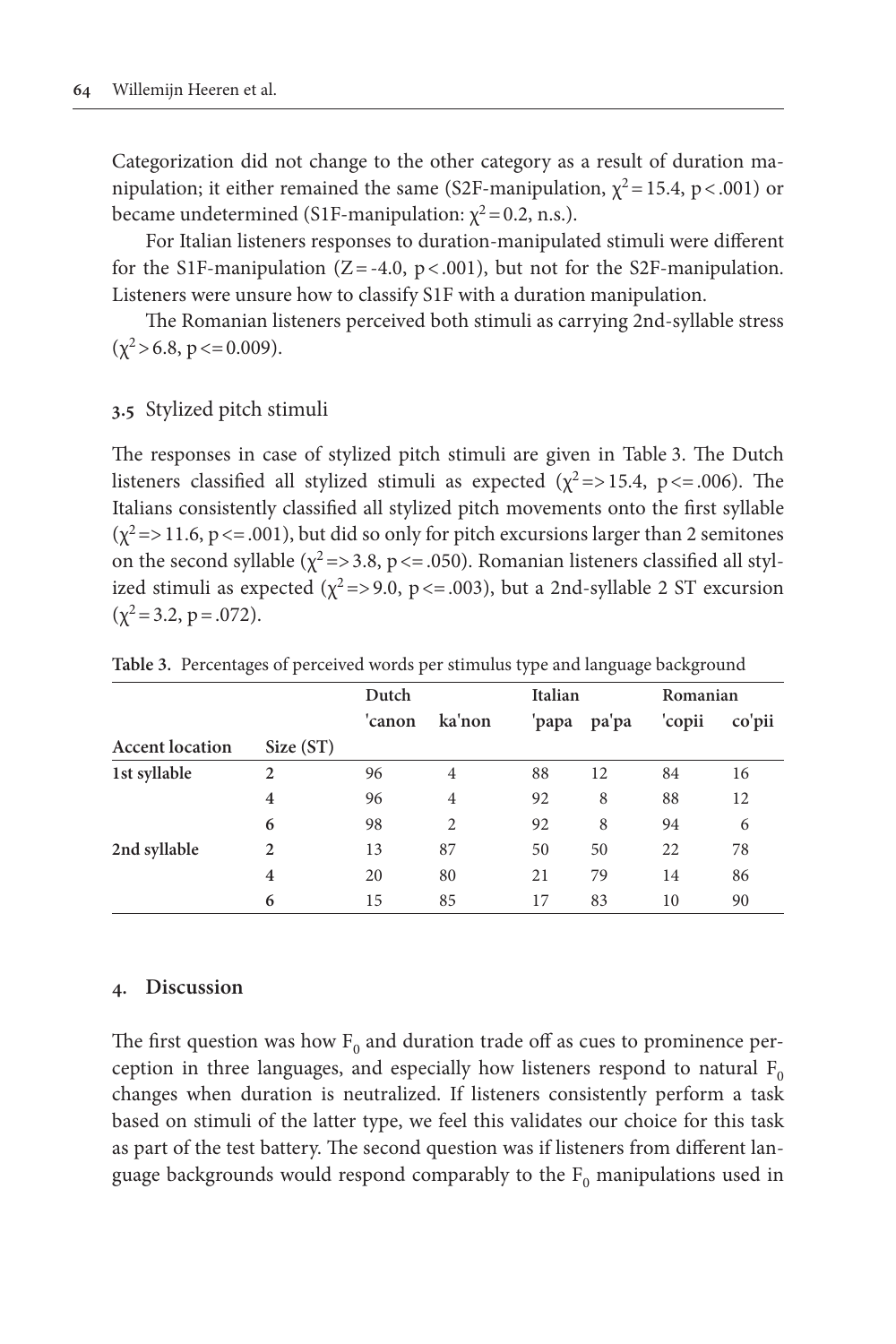Categorization did not change to the other category as a result of duration manipulation; it either remained the same (S2F-manipulation, $\chi^2 = 15.4$, $p < .001$) or became undetermined (S1F-manipulation: $\chi^2 = 0.2$, n.s.).

For Italian listeners responses to duration-manipulated stimuli were different for the S1F-manipulation ($Z = -4.0$, $p < .001$), but not for the S2F-manipulation. Listeners were unsure how to classify S1F with a duration manipulation.

The Romanian listeners perceived both stimuli as carrying 2nd-syllable stress ($\chi^2 > 6.8$, $p <= 0.009$).

### 3.5 Stylized pitch stimuli

The responses in case of stylized pitch stimuli are given in Table 3. The Dutch listeners classified all stylized stimuli as expected ($\chi^2 => 15.4$, $p <= .006$). The Italians consistently classified all stylized pitch movements onto the first syllable ($\chi^2 => 11.6$, $p <= .001$), but did so only for pitch excursions larger than 2 semitones on the second syllable ($\chi^2 => 3.8$, $p <= .050$). Romanian listeners classified all stylized stimuli as expected ($\chi^2 => 9.0$, $p <= .003$), but a 2nd-syllable 2 ST excursion ($\chi^2 = 3.2$, $p = .072$).

**Table 3.** Percentages of perceived words per stimulus type and language background

| | | Dutch | | Italian | | Romanian | |
|---|---|---|---|---|---|---|---|
| | | 'canon | ka'non | 'papa | pa'pa | 'copii | co'pii |
| **Accent location** | **Size (ST)** | | | | | | |
| **1st syllable** | **2** | 96 | 4 | 88 | 12 | 84 | 16 |
| | **4** | 96 | 4 | 92 | 8 | 88 | 12 |
| | **6** | 98 | 2 | 92 | 8 | 94 | 6 |
| **2nd syllable** | **2** | 13 | 87 | 50 | 50 | 22 | 78 |
| | **4** | 20 | 80 | 21 | 79 | 14 | 86 |
| | **6** | 15 | 85 | 17 | 83 | 10 | 90 |

## 4. Discussion

The first question was how $F_0$ and duration trade off as cues to prominence perception in three languages, and especially how listeners respond to natural $F_0$ changes when duration is neutralized. If listeners consistently perform a task based on stimuli of the latter type, we feel this validates our choice for this task as part of the test battery. The second question was if listeners from different language backgrounds would respond comparably to the $F_0$ manipulations used in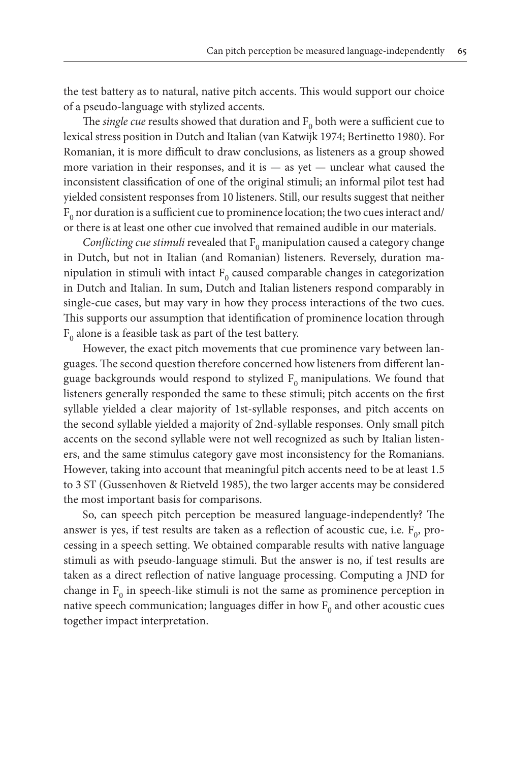the test battery as to natural, native pitch accents. This would support our choice of a pseudo-language with stylized accents.

The *single cue* results showed that duration and $F_0$ both were a sufficient cue to lexical stress position in Dutch and Italian (van Katwijk 1974; Bertinetto 1980). For Romanian, it is more difficult to draw conclusions, as listeners as a group showed more variation in their responses, and it is — as yet — unclear what caused the inconsistent classification of one of the original stimuli; an informal pilot test had yielded consistent responses from 10 listeners. Still, our results suggest that neither $F_0$ nor duration is a sufficient cue to prominence location; the two cues interact and/or there is at least one other cue involved that remained audible in our materials.

*Conflicting cue stimuli* revealed that $F_0$ manipulation caused a category change in Dutch, but not in Italian (and Romanian) listeners. Reversely, duration manipulation in stimuli with intact $F_0$ caused comparable changes in categorization in Dutch and Italian. In sum, Dutch and Italian listeners respond comparably in single-cue cases, but may vary in how they process interactions of the two cues. This supports our assumption that identification of prominence location through $F_0$ alone is a feasible task as part of the test battery.

However, the exact pitch movements that cue prominence vary between languages. The second question therefore concerned how listeners from different language backgrounds would respond to stylized $F_0$ manipulations. We found that listeners generally responded the same to these stimuli; pitch accents on the first syllable yielded a clear majority of 1st-syllable responses, and pitch accents on the second syllable yielded a majority of 2nd-syllable responses. Only small pitch accents on the second syllable were not well recognized as such by Italian listeners, and the same stimulus category gave most inconsistency for the Romanians. However, taking into account that meaningful pitch accents need to be at least 1.5 to 3 ST (Gussenhoven & Rietveld 1985), the two larger accents may be considered the most important basis for comparisons.

So, can speech pitch perception be measured language-independently? The answer is yes, if test results are taken as a reflection of acoustic cue, i.e. $F_0$, processing in a speech setting. We obtained comparable results with native language stimuli as with pseudo-language stimuli. But the answer is no, if test results are taken as a direct reflection of native language processing. Computing a JND for change in $F_0$ in speech-like stimuli is not the same as prominence perception in native speech communication; languages differ in how $F_0$ and other acoustic cues together impact interpretation.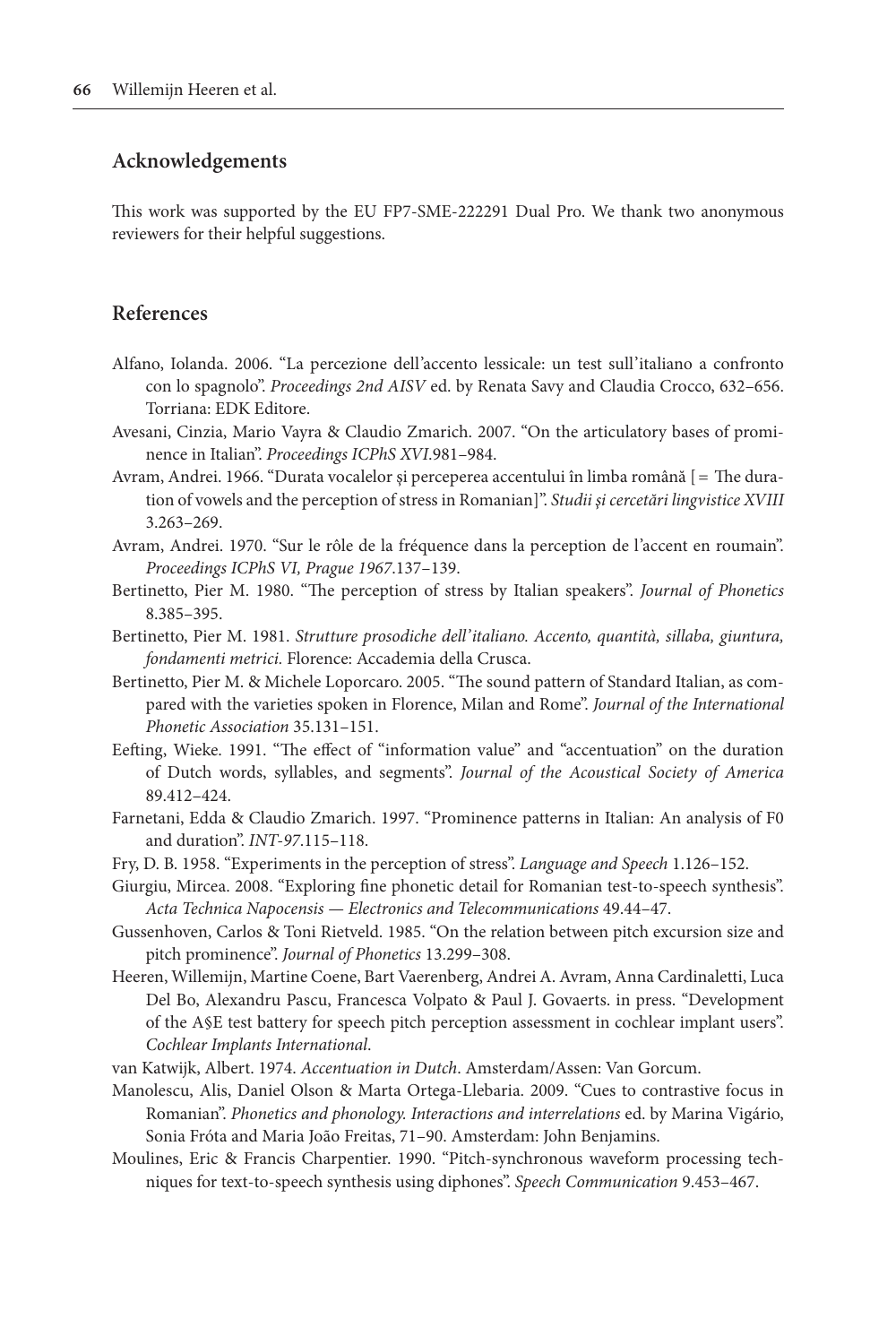## Acknowledgements

This work was supported by the EU FP7-SME-222291 Dual Pro. We thank two anonymous reviewers for their helpful suggestions.

## References

Alfano, Iolanda. 2006. "La percezione dell'accento lessicale: un test sull'italiano a confronto con lo spagnolo". *Proceedings 2nd AISV* ed. by Renata Savy and Claudia Crocco, 632–656. Torriana: EDK Editore.

Avesani, Cinzia, Mario Vayra & Claudio Zmarich. 2007. "On the articulatory bases of prominence in Italian". *Proceedings ICPhS XVI*.981–984.

Avram, Andrei. 1966. "Durata vocalelor și perceperea accentului în limba română [= The duration of vowels and the perception of stress in Romanian]". *Studii și cercetări lingvistice XVIII* 3.263–269.

Avram, Andrei. 1970. "Sur le rôle de la fréquence dans la perception de l'accent en roumain". *Proceedings ICPhS VI, Prague 1967*.137–139.

Bertinetto, Pier M. 1980. "The perception of stress by Italian speakers". *Journal of Phonetics* 8.385–395.

Bertinetto, Pier M. 1981. *Strutture prosodiche dell'italiano. Accento, quantità, sillaba, giuntura, fondamenti metrici.* Florence: Accademia della Crusca.

Bertinetto, Pier M. & Michele Loporcaro. 2005. "The sound pattern of Standard Italian, as compared with the varieties spoken in Florence, Milan and Rome". *Journal of the International Phonetic Association* 35.131–151.

Eefting, Wieke. 1991. "The effect of "information value" and "accentuation" on the duration of Dutch words, syllables, and segments". *Journal of the Acoustical Society of America* 89.412–424.

Farnetani, Edda & Claudio Zmarich. 1997. "Prominence patterns in Italian: An analysis of F0 and duration". *INT-97*.115–118.

Fry, D. B. 1958. "Experiments in the perception of stress". *Language and Speech* 1.126–152.

Giurgiu, Mircea. 2008. "Exploring fine phonetic detail for Romanian test-to-speech synthesis". *Acta Technica Napocensis — Electronics and Telecommunications* 49.44–47.

Gussenhoven, Carlos & Toni Rietveld. 1985. "On the relation between pitch excursion size and pitch prominence". *Journal of Phonetics* 13.299–308.

Heeren, Willemijn, Martine Coene, Bart Vaerenberg, Andrei A. Avram, Anna Cardinaletti, Luca Del Bo, Alexandru Pascu, Francesca Volpato & Paul J. Govaerts. in press. "Development of the A§E test battery for speech pitch perception assessment in cochlear implant users". *Cochlear Implants International*.

van Katwijk, Albert. 1974. *Accentuation in Dutch*. Amsterdam/Assen: Van Gorcum.

Manolescu, Alis, Daniel Olson & Marta Ortega-Llebaria. 2009. "Cues to contrastive focus in Romanian". *Phonetics and phonology. Interactions and interrelations* ed. by Marina Vigário, Sonia Fróta and Maria João Freitas, 71–90. Amsterdam: John Benjamins.

Moulines, Eric & Francis Charpentier. 1990. "Pitch-synchronous waveform processing techniques for text-to-speech synthesis using diphones". *Speech Communication* 9.453–467.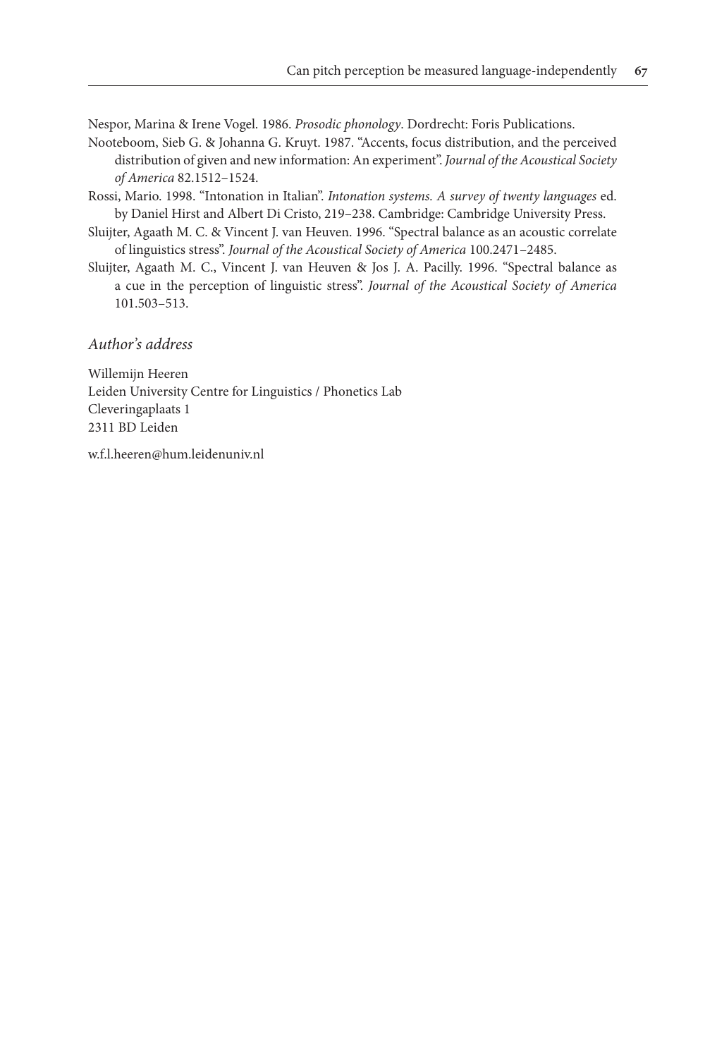Nespor, Marina & Irene Vogel. 1986. *Prosodic phonology*. Dordrecht: Foris Publications.

Nooteboom, Sieb G. & Johanna G. Kruyt. 1987. "Accents, focus distribution, and the perceived distribution of given and new information: An experiment". *Journal of the Acoustical Society of America* 82.1512–1524.

Rossi, Mario. 1998. "Intonation in Italian". *Intonation systems. A survey of twenty languages* ed. by Daniel Hirst and Albert Di Cristo, 219–238. Cambridge: Cambridge University Press.

Sluijter, Agaath M. C. & Vincent J. van Heuven. 1996. "Spectral balance as an acoustic correlate of linguistics stress". *Journal of the Acoustical Society of America* 100.2471–2485.

Sluijter, Agaath M. C., Vincent J. van Heuven & Jos J. A. Pacilly. 1996. "Spectral balance as a cue in the perception of linguistic stress". *Journal of the Acoustical Society of America* 101.503–513.

*Author's address*

Willemijn Heeren
Leiden University Centre for Linguistics / Phonetics Lab
Cleveringaplaats 1
2311 BD Leiden

w.f.l.heeren@hum.leidenuniv.nl